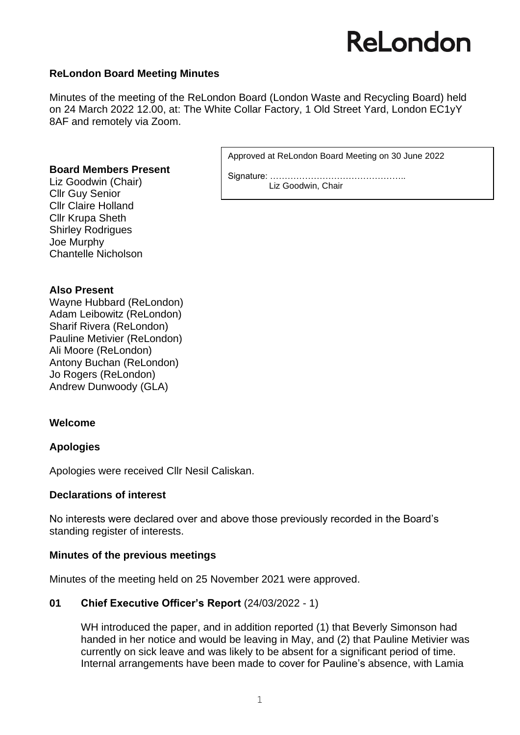# ReLondon

**ReLondon Board Meeting Minutes**

Minutes of the meeting of the ReLondon Board (London Waste and Recycling Board) held on 24 March 2022 12.00, at: The White Collar Factory, 1 Old Street Yard, London EC1yY 8AF and remotely via Zoom.

Approved at ReLondon Board Meeting on 30 June 2022

Signature: ………………………………………..
Liz Goodwin, Chair

**Board Members Present**
Liz Goodwin (Chair)
Cllr Guy Senior
Cllr Claire Holland
Cllr Krupa Sheth
Shirley Rodrigues
Joe Murphy
Chantelle Nicholson

**Also Present**
Wayne Hubbard (ReLondon)
Adam Leibowitz (ReLondon)
Sharif Rivera (ReLondon)
Pauline Metivier (ReLondon)
Ali Moore (ReLondon)
Antony Buchan (ReLondon)
Jo Rogers (ReLondon)
Andrew Dunwoody (GLA)

**Welcome**

**Apologies**

Apologies were received Cllr Nesil Caliskan.

**Declarations of interest**

No interests were declared over and above those previously recorded in the Board's standing register of interests.

**Minutes of the previous meetings**

Minutes of the meeting held on 25 November 2021 were approved.

**01 Chief Executive Officer's Report** (24/03/2022 - 1)

WH introduced the paper, and in addition reported (1) that Beverly Simonson had handed in her notice and would be leaving in May, and (2) that Pauline Metivier was currently on sick leave and was likely to be absent for a significant period of time. Internal arrangements have been made to cover for Pauline's absence, with Lamia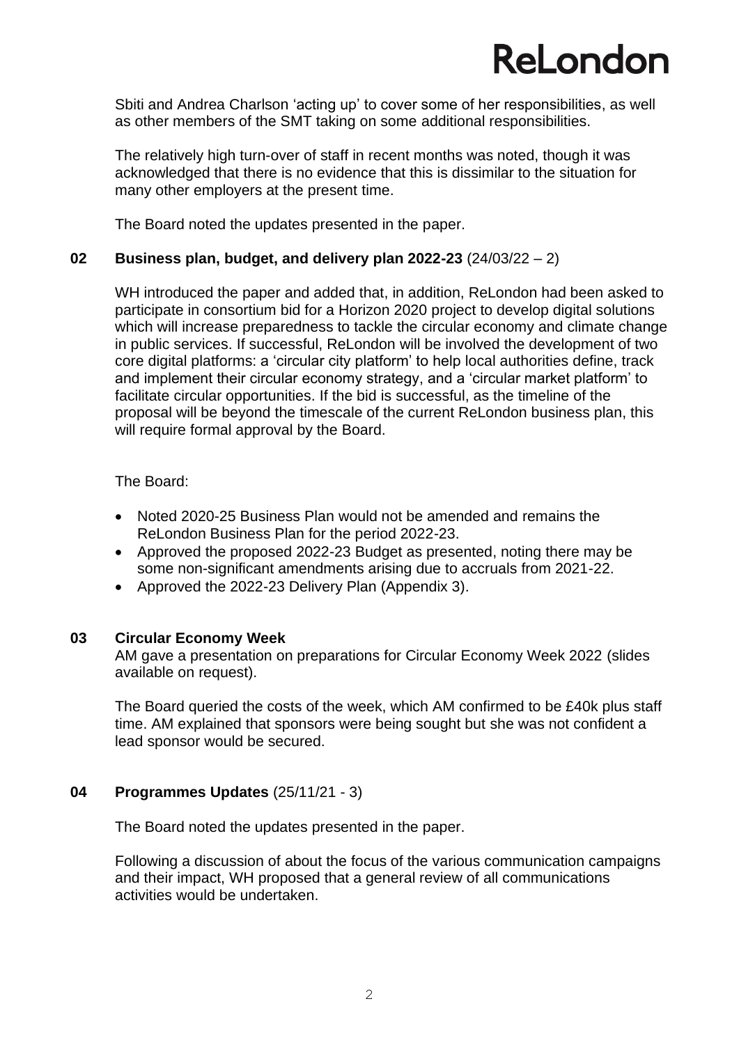Sbiti and Andrea Charlson 'acting up' to cover some of her responsibilities, as well as other members of the SMT taking on some additional responsibilities.

The relatively high turn-over of staff in recent months was noted, though it was acknowledged that there is no evidence that this is dissimilar to the situation for many other employers at the present time.

The Board noted the updates presented in the paper.

**02 Business plan, budget, and delivery plan 2022-23** (24/03/22 – 2)

WH introduced the paper and added that, in addition, ReLondon had been asked to participate in consortium bid for a Horizon 2020 project to develop digital solutions which will increase preparedness to tackle the circular economy and climate change in public services. If successful, ReLondon will be involved the development of two core digital platforms: a 'circular city platform' to help local authorities define, track and implement their circular economy strategy, and a 'circular market platform' to facilitate circular opportunities. If the bid is successful, as the timeline of the proposal will be beyond the timescale of the current ReLondon business plan, this will require formal approval by the Board.

The Board:

- Noted 2020-25 Business Plan would not be amended and remains the ReLondon Business Plan for the period 2022-23.
- Approved the proposed 2022-23 Budget as presented, noting there may be some non-significant amendments arising due to accruals from 2021-22.
- Approved the 2022-23 Delivery Plan (Appendix 3).

**03 Circular Economy Week**

AM gave a presentation on preparations for Circular Economy Week 2022 (slides available on request).

The Board queried the costs of the week, which AM confirmed to be £40k plus staff time. AM explained that sponsors were being sought but she was not confident a lead sponsor would be secured.

**04 Programmes Updates** (25/11/21 - 3)

The Board noted the updates presented in the paper.

Following a discussion of about the focus of the various communication campaigns and their impact, WH proposed that a general review of all communications activities would be undertaken.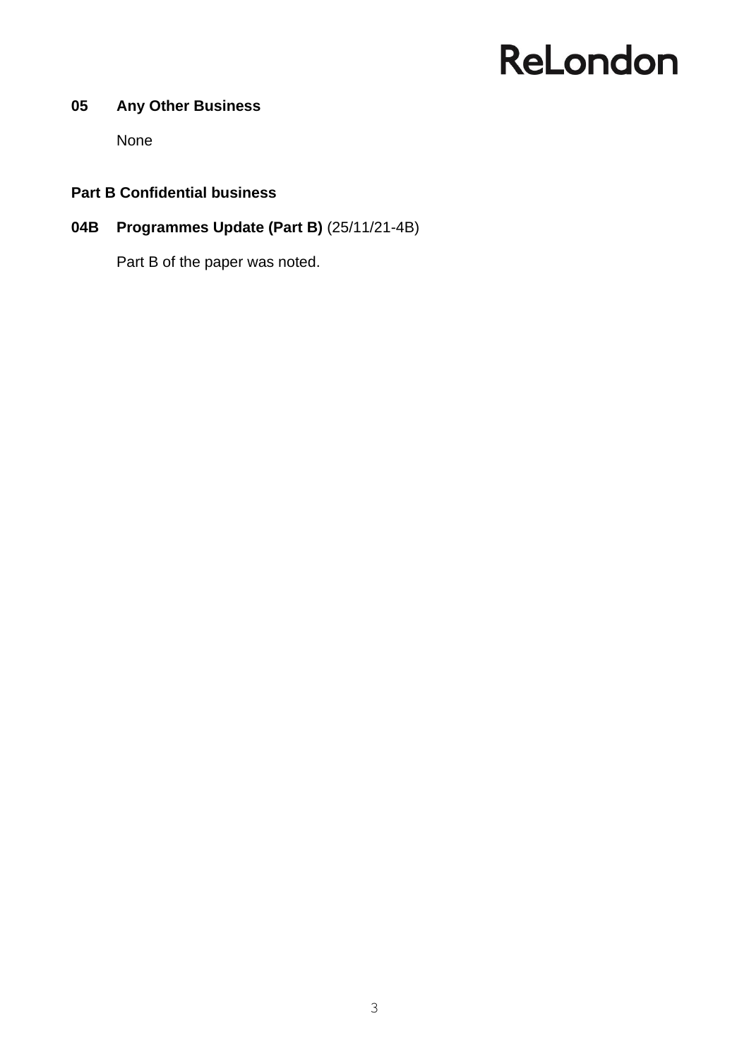**05 Any Other Business**

None

**Part B Confidential business**

**04B Programmes Update (Part B)** (25/11/21-4B)

Part B of the paper was noted.